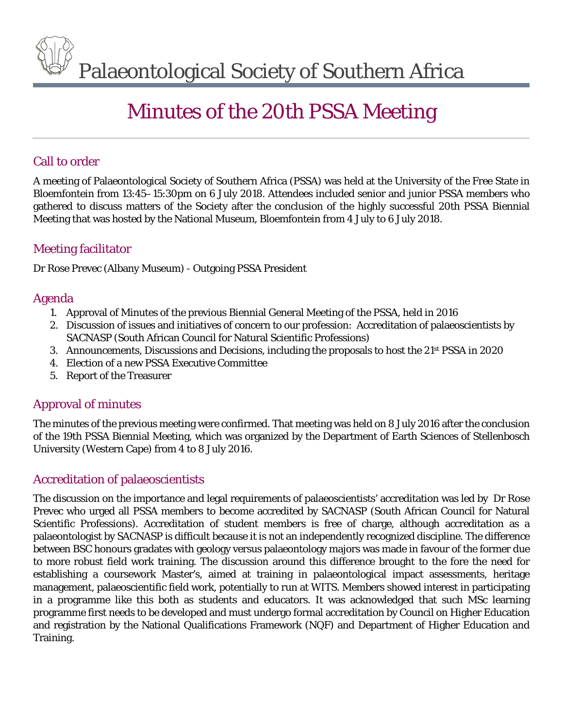# Palaeontological Society of Southern Africa

# Minutes of the 20th PSSA Meeting

## Call to order

A meeting of Palaeontological Society of Southern Africa (PSSA) was held at the University of the Free State in Bloemfontein from 13:45–15:30pm on 6 July 2018. Attendees included senior and junior PSSA members who gathered to discuss matters of the Society after the conclusion of the highly successful 20th PSSA Biennial Meeting that was hosted by the National Museum, Bloemfontein from 4 July to 6 July 2018.

## Meeting facilitator

Dr Rose Prevec (Albany Museum) - Outgoing PSSA President

## Agenda

1. Approval of Minutes of the previous Biennial General Meeting of the PSSA, held in 2016
2. Discussion of issues and initiatives of concern to our profession: Accreditation of palaeoscientists by SACNASP (South African Council for Natural Scientific Professions)
3. Announcements, Discussions and Decisions, including the proposals to host the 21st PSSA in 2020
4. Election of a new PSSA Executive Committee
5. Report of the Treasurer

## Approval of minutes

The minutes of the previous meeting were confirmed. That meeting was held on 8 July 2016 after the conclusion of the 19th PSSA Biennial Meeting, which was organized by the Department of Earth Sciences of Stellenbosch University (Western Cape) from 4 to 8 July 2016.

## Accreditation of palaeoscientists

The discussion on the importance and legal requirements of palaeoscientists' accreditation was led by Dr Rose Prevec who urged all PSSA members to become accredited by SACNASP (South African Council for Natural Scientific Professions). Accreditation of student members is free of charge, although accreditation as a palaeontologist by SACNASP is difficult because it is not an independently recognized discipline. The difference between BSC honours gradates with geology versus palaeontology majors was made in favour of the former due to more robust field work training. The discussion around this difference brought to the fore the need for establishing a coursework Master's, aimed at training in palaeontological impact assessments, heritage management, palaeoscientific field work, potentially to run at WITS. Members showed interest in participating in a programme like this both as students and educators. It was acknowledged that such MSc learning programme first needs to be developed and must undergo formal accreditation by Council on Higher Education and registration by the National Qualifications Framework (NQF) and Department of Higher Education and Training.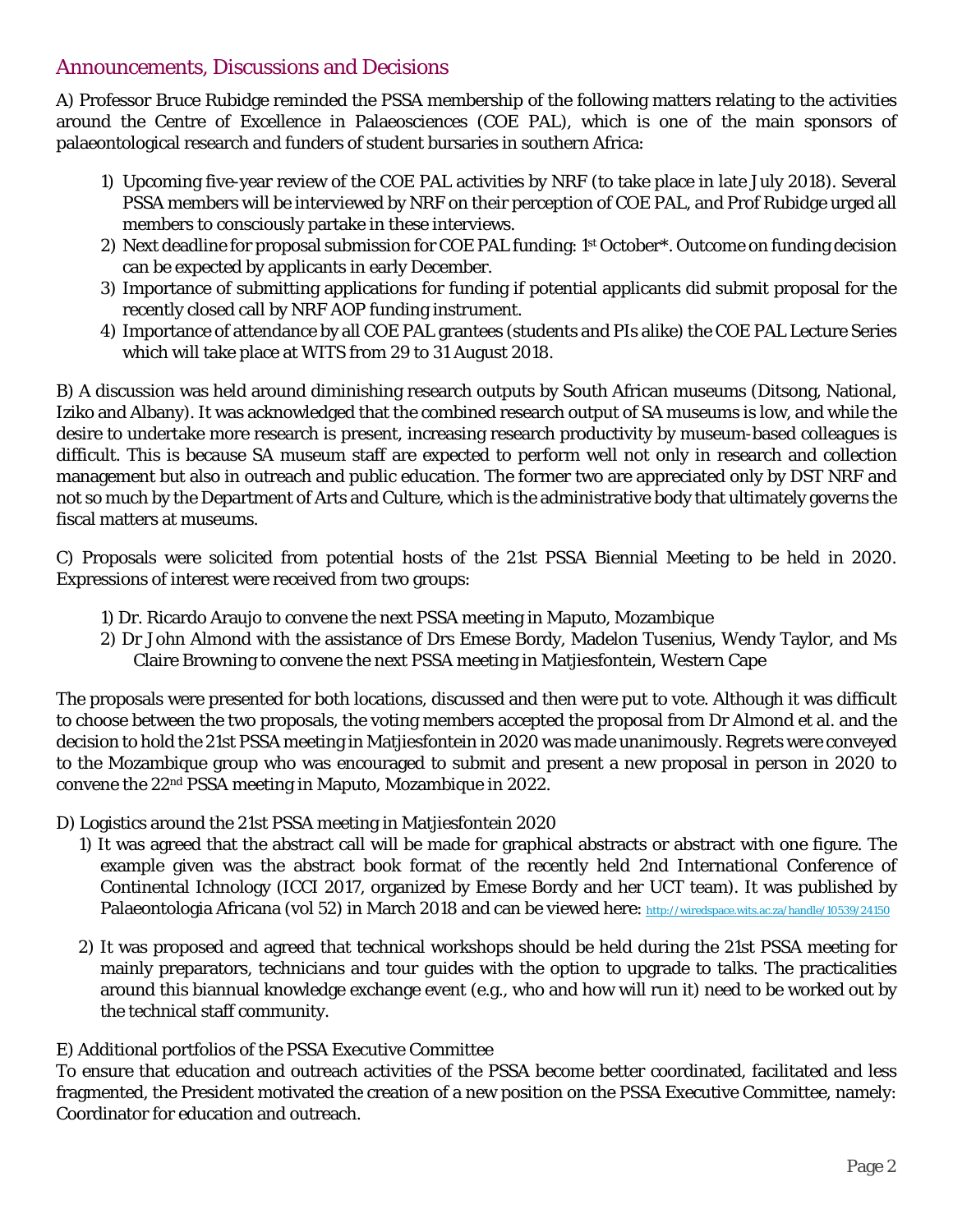## Announcements, Discussions and Decisions

A) Professor Bruce Rubidge reminded the PSSA membership of the following matters relating to the activities around the Centre of Excellence in Palaeosciences (COE PAL), which is one of the main sponsors of palaeontological research and funders of student bursaries in southern Africa:

1) Upcoming five-year review of the COE PAL activities by NRF (to take place in late July 2018). Several PSSA members will be interviewed by NRF on their perception of COE PAL, and Prof Rubidge urged all members to consciously partake in these interviews.
2) Next deadline for proposal submission for COE PAL funding: 1st October*. Outcome on funding decision can be expected by applicants in early December.
3) Importance of submitting applications for funding if potential applicants did submit proposal for the recently closed call by NRF AOP funding instrument.
4) Importance of attendance by all COE PAL grantees (students and PIs alike) the COE PAL Lecture Series which will take place at WITS from 29 to 31 August 2018.

B) A discussion was held around diminishing research outputs by South African museums (Ditsong, National, Iziko and Albany). It was acknowledged that the combined research output of SA museums is low, and while the desire to undertake more research is present, increasing research productivity by museum-based colleagues is difficult. This is because SA museum staff are expected to perform well not only in research and collection management but also in outreach and public education. The former two are appreciated only by DST NRF and not so much by the Department of Arts and Culture, which is the administrative body that ultimately governs the fiscal matters at museums.

C) Proposals were solicited from potential hosts of the 21st PSSA Biennial Meeting to be held in 2020. Expressions of interest were received from two groups:

1) Dr. Ricardo Araujo to convene the next PSSA meeting in Maputo, Mozambique
2) Dr John Almond with the assistance of Drs Emese Bordy, Madelon Tusenius, Wendy Taylor, and Ms Claire Browning to convene the next PSSA meeting in Matjiesfontein, Western Cape

The proposals were presented for both locations, discussed and then were put to vote. Although it was difficult to choose between the two proposals, the voting members accepted the proposal from Dr Almond et al. and the decision to hold the 21st PSSA meeting in Matjiesfontein in 2020 was made unanimously. Regrets were conveyed to the Mozambique group who was encouraged to submit and present a new proposal in person in 2020 to convene the 22nd PSSA meeting in Maputo, Mozambique in 2022.

D) Logistics around the 21st PSSA meeting in Matjiesfontein 2020

1) It was agreed that the abstract call will be made for graphical abstracts or abstract with one figure. The example given was the abstract book format of the recently held 2nd International Conference of Continental Ichnology (ICCI 2017, organized by Emese Bordy and her UCT team). It was published by Palaeontologia Africana (vol 52) in March 2018 and can be viewed here: http://wiredspace.wits.ac.za/handle/10539/24150
2) It was proposed and agreed that technical workshops should be held during the 21st PSSA meeting for mainly preparators, technicians and tour guides with the option to upgrade to talks. The practicalities around this biannual knowledge exchange event (e.g., who and how will run it) need to be worked out by the technical staff community.

E) Additional portfolios of the PSSA Executive Committee

To ensure that education and outreach activities of the PSSA become better coordinated, facilitated and less fragmented, the President motivated the creation of a new position on the PSSA Executive Committee, namely: Coordinator for education and outreach.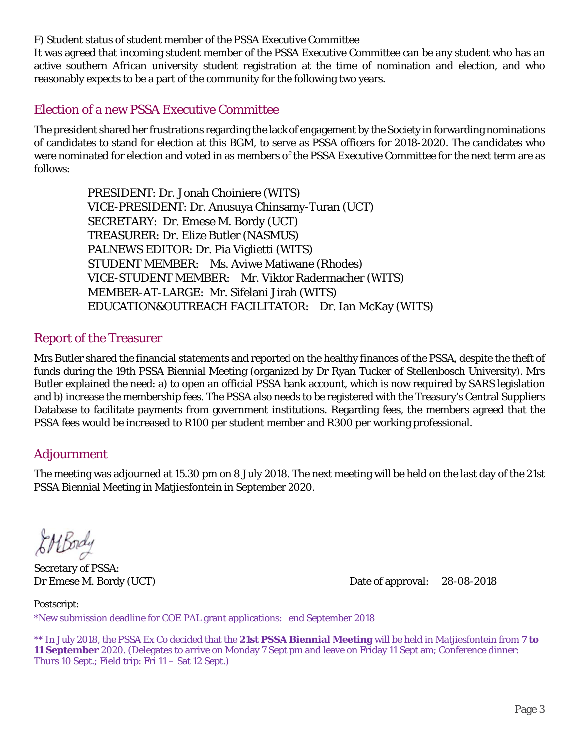F) Student status of student member of the PSSA Executive Committee

It was agreed that incoming student member of the PSSA Executive Committee can be any student who has an active southern African university student registration at the time of nomination and election, and who reasonably expects to be a part of the community for the following two years.

## Election of a new PSSA Executive Committee

The president shared her frustrations regarding the lack of engagement by the Society in forwarding nominations of candidates to stand for election at this BGM, to serve as PSSA officers for 2018-2020. The candidates who were nominated for election and voted in as members of the PSSA Executive Committee for the next term are as follows:

PRESIDENT: Dr. Jonah Choiniere (WITS)
VICE-PRESIDENT: Dr. Anusuya Chinsamy-Turan (UCT)
SECRETARY: Dr. Emese M. Bordy (UCT)
TREASURER: Dr. Elize Butler (NASMUS)
PALNEWS EDITOR: Dr. Pia Viglietti (WITS)
STUDENT MEMBER: Ms. Aviwe Matiwane (Rhodes)
VICE-STUDENT MEMBER: Mr. Viktor Radermacher (WITS)
MEMBER-AT-LARGE: Mr. Sifelani Jirah (WITS)
EDUCATION&OUTREACH FACILITATOR: Dr. Ian McKay (WITS)

## Report of the Treasurer

Mrs Butler shared the financial statements and reported on the healthy finances of the PSSA, despite the theft of funds during the 19th PSSA Biennial Meeting (organized by Dr Ryan Tucker of Stellenbosch University). Mrs Butler explained the need: a) to open an official PSSA bank account, which is now required by SARS legislation and b) increase the membership fees. The PSSA also needs to be registered with the Treasury's Central Suppliers Database to facilitate payments from government institutions. Regarding fees, the members agreed that the PSSA fees would be increased to R100 per student member and R300 per working professional.

## Adjournment

The meeting was adjourned at 15.30 pm on 8 July 2018. The next meeting will be held on the last day of the 21st PSSA Biennial Meeting in Matjiesfontein in September 2020.

Secretary of PSSA:
Dr Emese M. Bordy (UCT) Date of approval: 28-08-2018

Postscript:

*New submission deadline for COE PAL grant applications: end September 2018

** In July 2018, the PSSA Ex Co decided that the **21st PSSA Biennial Meeting** will be held in Matjiesfontein from **7 to 11 September** 2020. (Delegates to arrive on Monday 7 Sept pm and leave on Friday 11 Sept am; Conference dinner: Thurs 10 Sept.; Field trip: Fri 11 – Sat 12 Sept.)